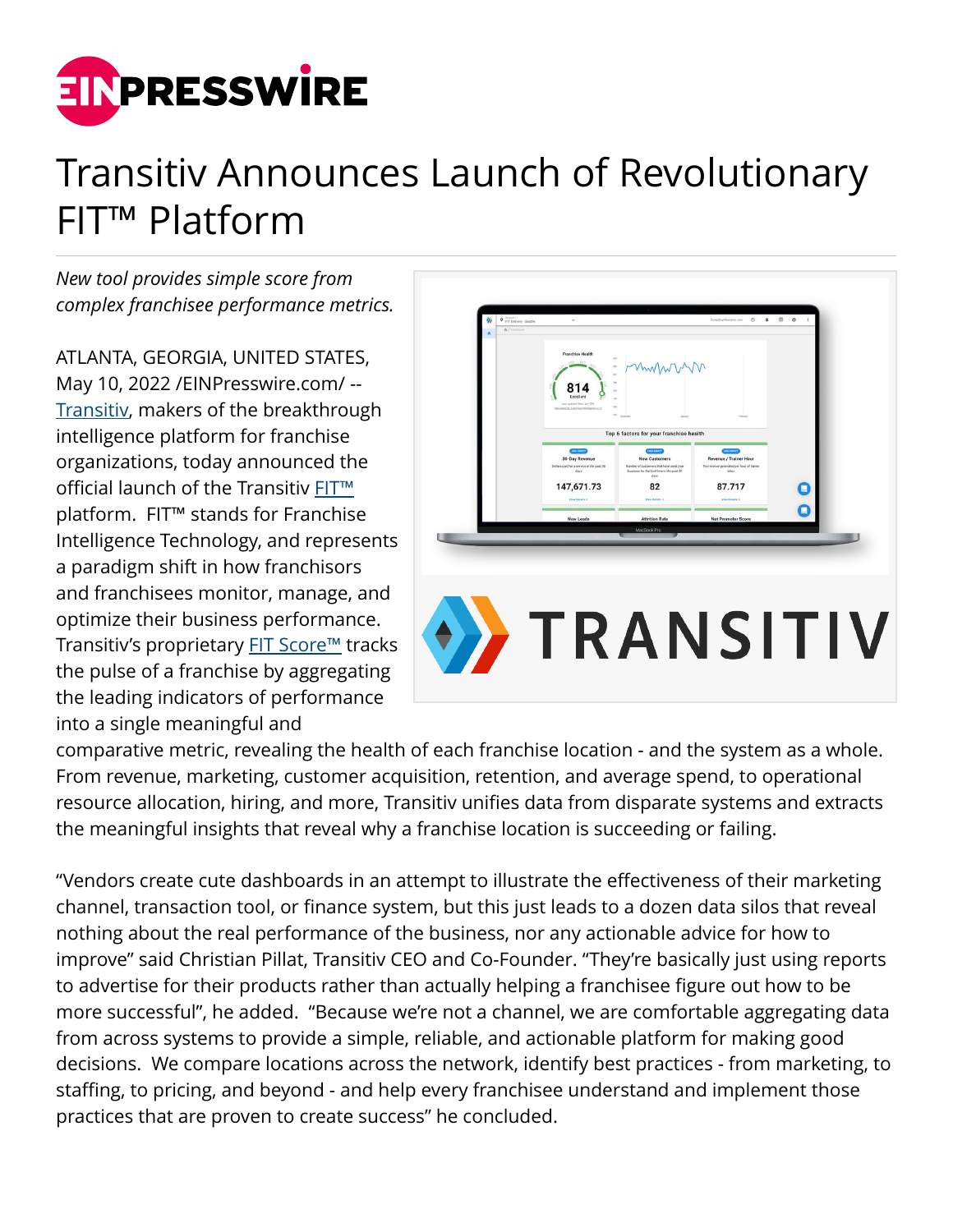# Transitiv Announces Launch of Revolutionary FIT™ Platform

*New tool provides simple score from complex franchisee performance metrics.*

ATLANTA, GEORGIA, UNITED STATES, May 10, 2022 /EINPresswire.com/ -- Transitiv, makers of the breakthrough intelligence platform for franchise organizations, today announced the official launch of the Transitiv FIT™ platform. FIT™ stands for Franchise Intelligence Technology, and represents a paradigm shift in how franchisors and franchisees monitor, manage, and optimize their business performance. Transitiv's proprietary FIT Score™ tracks the pulse of a franchise by aggregating the leading indicators of performance into a single meaningful and comparative metric, revealing the health of each franchise location - and the system as a whole. From revenue, marketing, customer acquisition, retention, and average spend, to operational resource allocation, hiring, and more, Transitiv unifies data from disparate systems and extracts the meaningful insights that reveal why a franchise location is succeeding or failing.

"Vendors create cute dashboards in an attempt to illustrate the effectiveness of their marketing channel, transaction tool, or finance system, but this just leads to a dozen data silos that reveal nothing about the real performance of the business, nor any actionable advice for how to improve" said Christian Pillat, Transitiv CEO and Co-Founder. "They're basically just using reports to advertise for their products rather than actually helping a franchisee figure out how to be more successful", he added. "Because we're not a channel, we are comfortable aggregating data from across systems to provide a simple, reliable, and actionable platform for making good decisions. We compare locations across the network, identify best practices - from marketing, to staffing, to pricing, and beyond - and help every franchisee understand and implement those practices that are proven to create success" he concluded.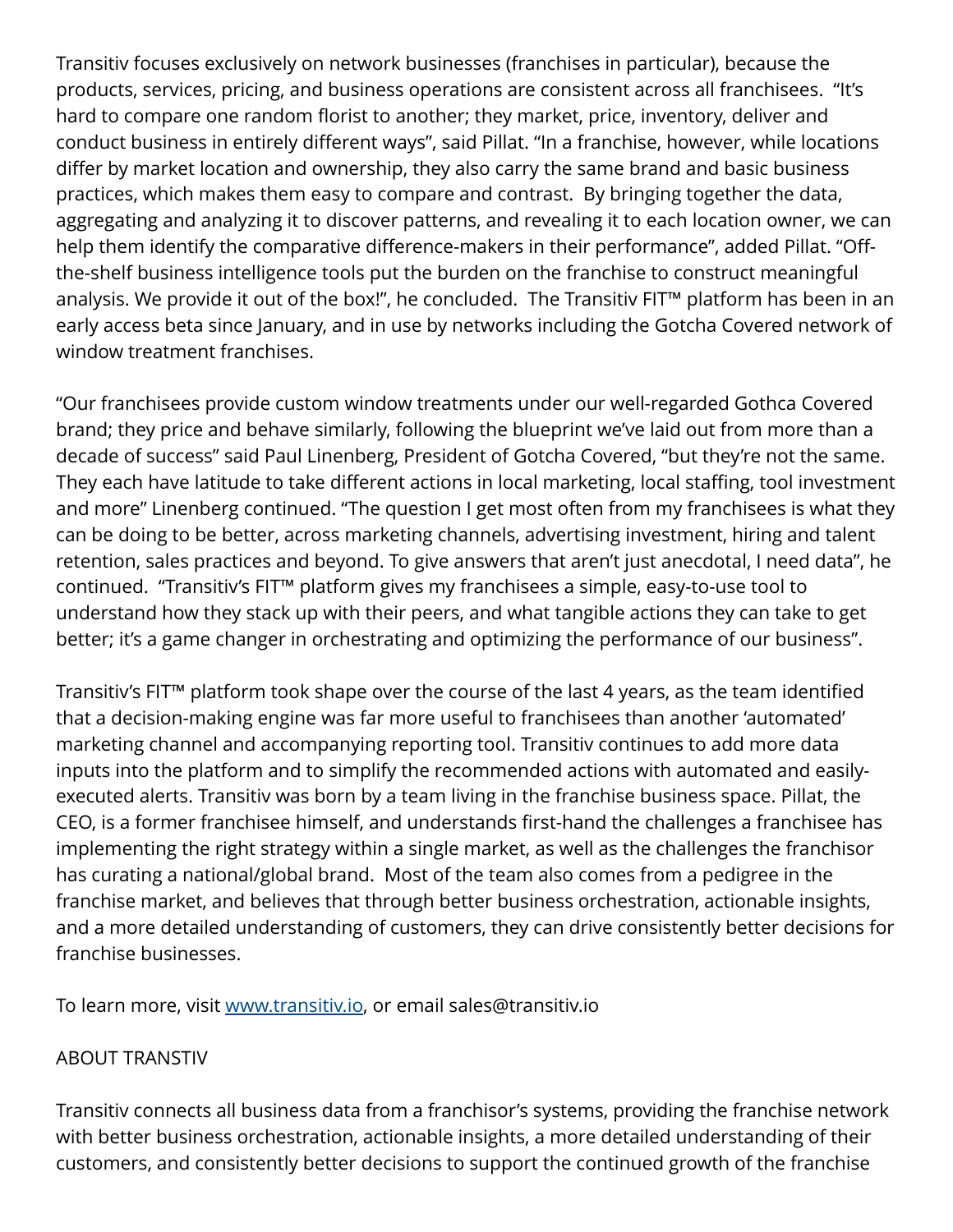Transitiv focuses exclusively on network businesses (franchises in particular), because the products, services, pricing, and business operations are consistent across all franchisees. "It's hard to compare one random florist to another; they market, price, inventory, deliver and conduct business in entirely different ways", said Pillat. "In a franchise, however, while locations differ by market location and ownership, they also carry the same brand and basic business practices, which makes them easy to compare and contrast. By bringing together the data, aggregating and analyzing it to discover patterns, and revealing it to each location owner, we can help them identify the comparative difference-makers in their performance", added Pillat. "Off-the-shelf business intelligence tools put the burden on the franchise to construct meaningful analysis. We provide it out of the box!", he concluded. The Transitiv FIT™ platform has been in an early access beta since January, and in use by networks including the Gotcha Covered network of window treatment franchises.

"Our franchisees provide custom window treatments under our well-regarded Gothca Covered brand; they price and behave similarly, following the blueprint we've laid out from more than a decade of success" said Paul Linenberg, President of Gotcha Covered, "but they're not the same. They each have latitude to take different actions in local marketing, local staffing, tool investment and more" Linenberg continued. "The question I get most often from my franchisees is what they can be doing to be better, across marketing channels, advertising investment, hiring and talent retention, sales practices and beyond. To give answers that aren't just anecdotal, I need data", he continued. "Transitiv's FIT™ platform gives my franchisees a simple, easy-to-use tool to understand how they stack up with their peers, and what tangible actions they can take to get better; it's a game changer in orchestrating and optimizing the performance of our business".

Transitiv's FIT™ platform took shape over the course of the last 4 years, as the team identified that a decision-making engine was far more useful to franchisees than another 'automated' marketing channel and accompanying reporting tool. Transitiv continues to add more data inputs into the platform and to simplify the recommended actions with automated and easily-executed alerts. Transitiv was born by a team living in the franchise business space. Pillat, the CEO, is a former franchisee himself, and understands first-hand the challenges a franchisee has implementing the right strategy within a single market, as well as the challenges the franchisor has curating a national/global brand. Most of the team also comes from a pedigree in the franchise market, and believes that through better business orchestration, actionable insights, and a more detailed understanding of customers, they can drive consistently better decisions for franchise businesses.

To learn more, visit [www.transitiv.io](http://www.transitiv.io), or email sales@transitiv.io

ABOUT TRANSTIV

Transitiv connects all business data from a franchisor's systems, providing the franchise network with better business orchestration, actionable insights, a more detailed understanding of their customers, and consistently better decisions to support the continued growth of the franchise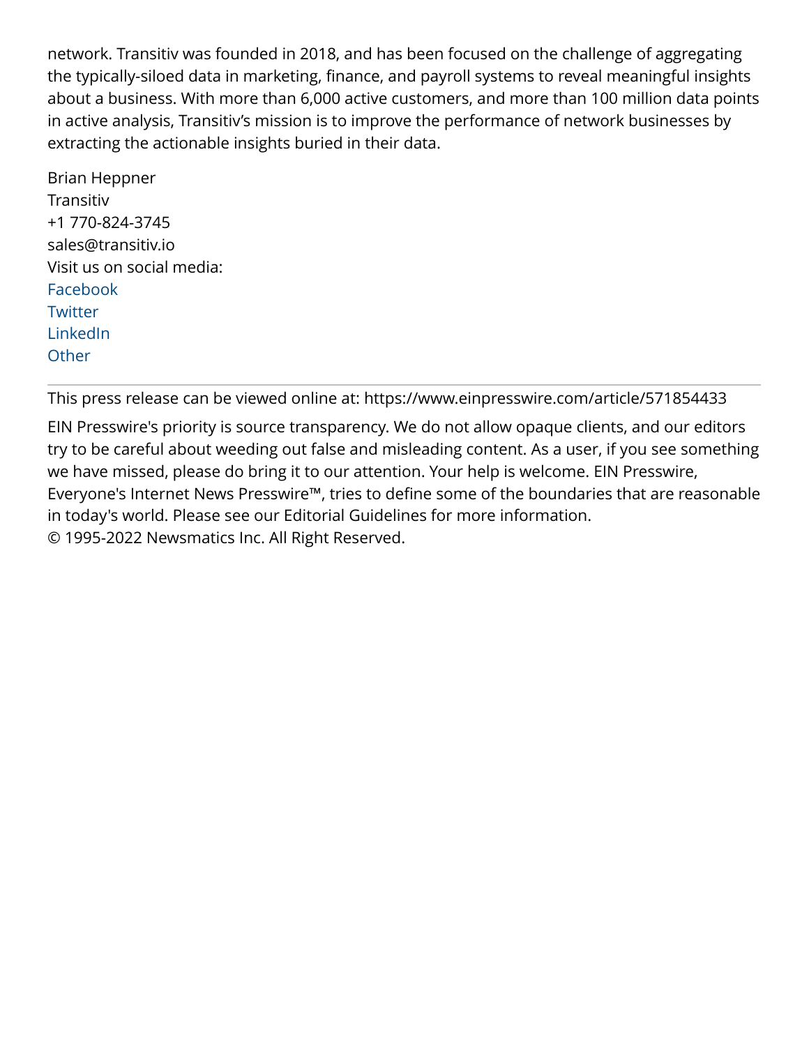network. Transitiv was founded in 2018, and has been focused on the challenge of aggregating the typically-siloed data in marketing, finance, and payroll systems to reveal meaningful insights about a business. With more than 6,000 active customers, and more than 100 million data points in active analysis, Transitiv's mission is to improve the performance of network businesses by extracting the actionable insights buried in their data.

Brian Heppner
Transitiv
+1 770-824-3745
sales@transitiv.io
Visit us on social media:
Facebook
Twitter
LinkedIn
Other

---

This press release can be viewed online at: https://www.einpresswire.com/article/571854433

EIN Presswire's priority is source transparency. We do not allow opaque clients, and our editors try to be careful about weeding out false and misleading content. As a user, if you see something we have missed, please do bring it to our attention. Your help is welcome. EIN Presswire, Everyone's Internet News Presswire™, tries to define some of the boundaries that are reasonable in today's world. Please see our Editorial Guidelines for more information.
© 1995-2022 Newsmatics Inc. All Right Reserved.